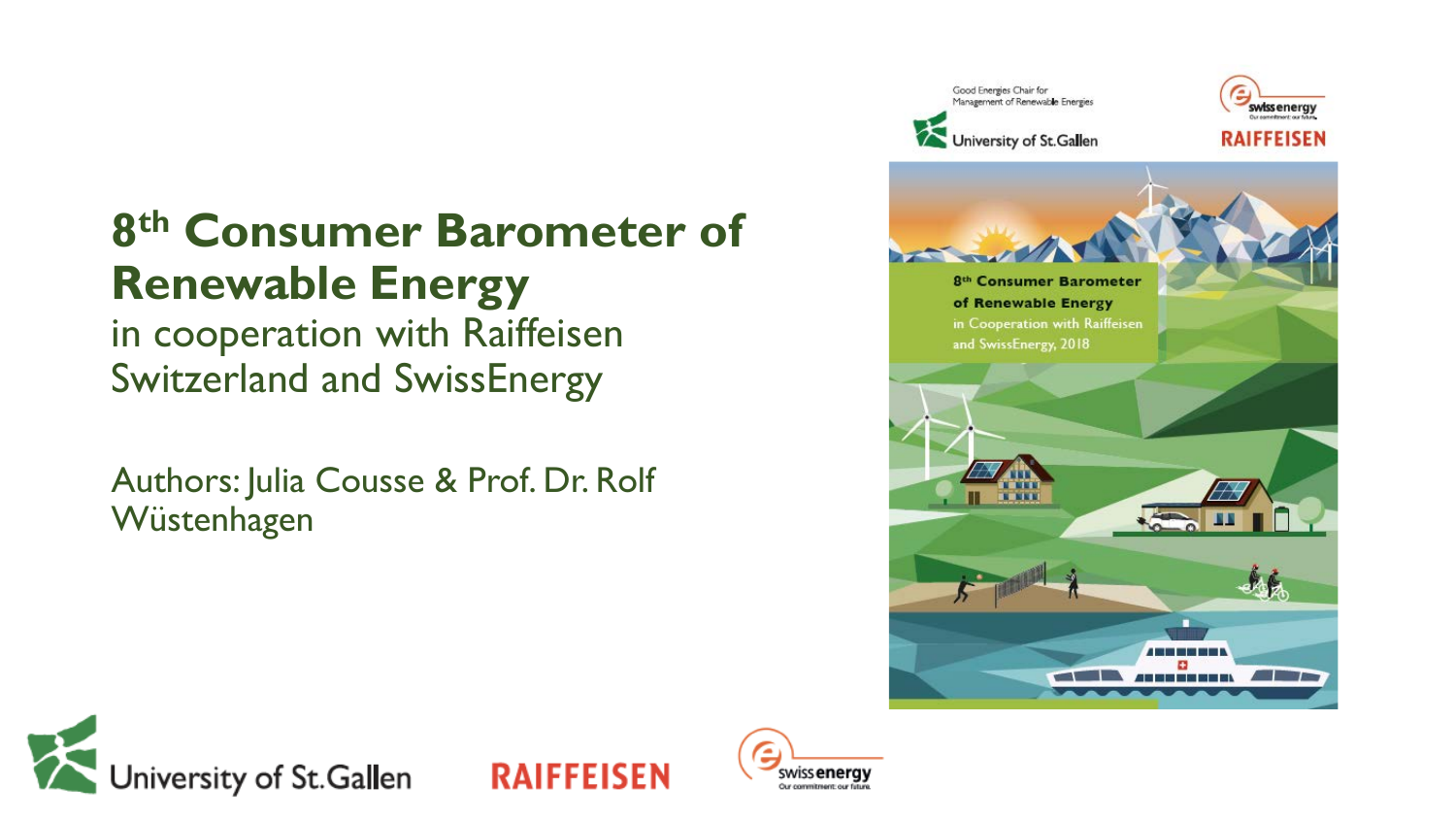# 8th Consumer Barometer of Renewable Energy

in cooperation with Raiffeisen Switzerland and SwissEnergy

Authors: Julia Cousse & Prof. Dr. Rolf Wüstenhagen

University of St.Gallen

RAIFFEISEN

swissenergy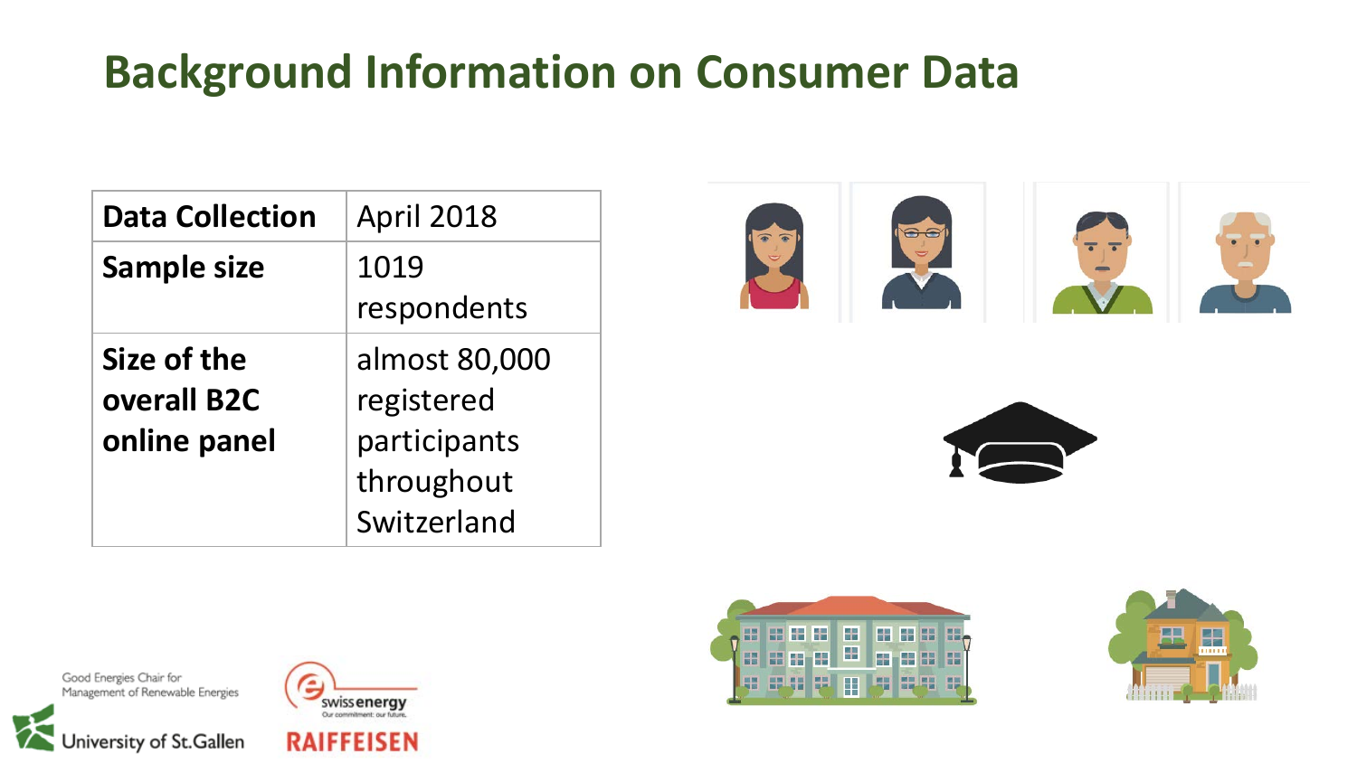# Background Information on Consumer Data

| | |
|---|---|
| **Data Collection** | April 2018 |
| **Sample size** | 1019 respondents |
| **Size of the overall B2C online panel** | almost 80,000 registered participants throughout Switzerland |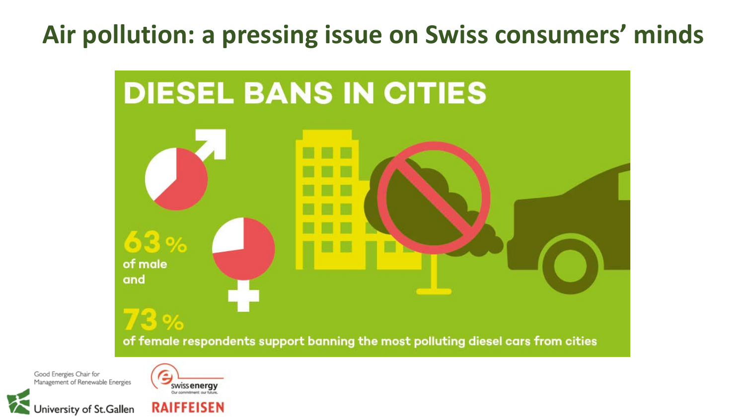# Air pollution: a pressing issue on Swiss consumers' minds

## DIESEL BANS IN CITIES

63 % of male and

73 % of female respondents support banning the most polluting diesel cars from cities

Good Energies Chair for Management of Renewable Energies

University of St.Gallen

swissenergy

Our commitment: our future.

RAIFFEISEN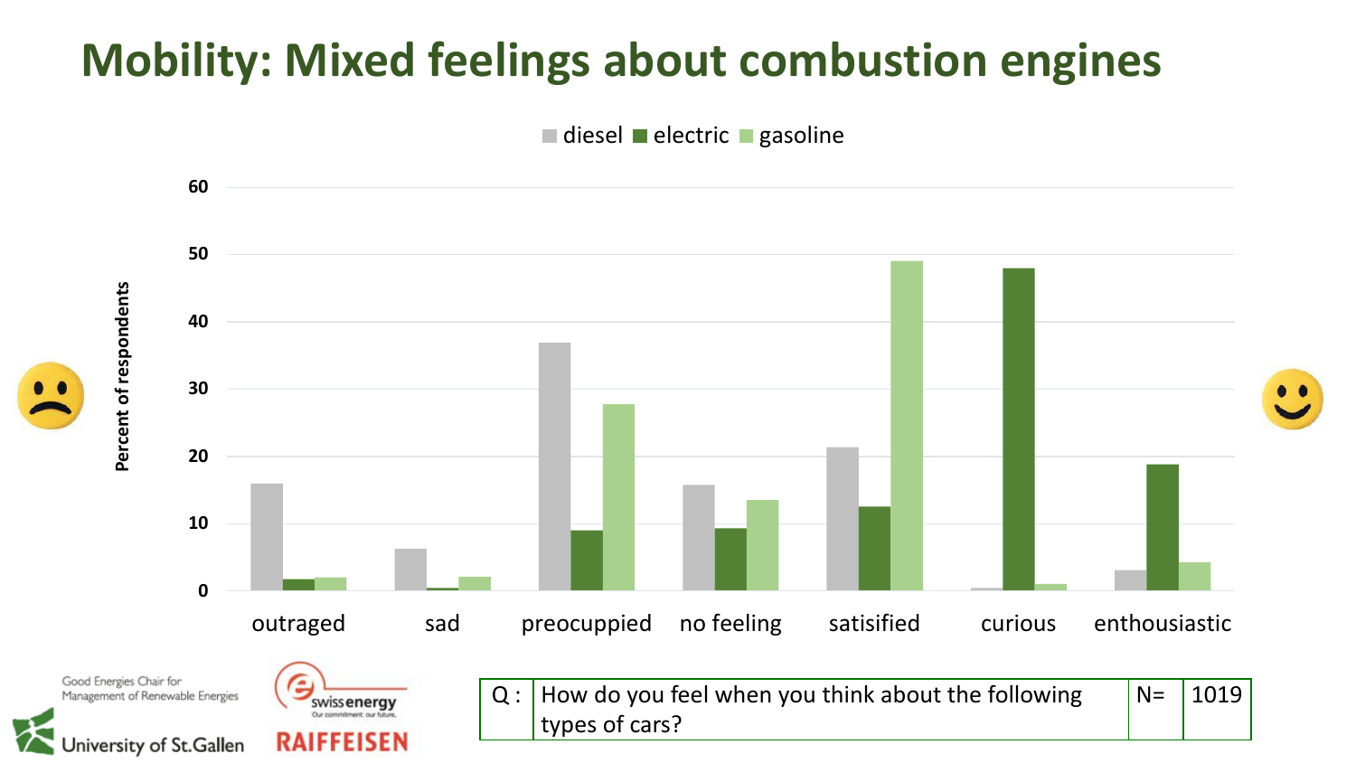# Mobility: Mixed feelings about combustion engines

diesel electric gasoline

Percent of respondents

60
50
40
30
20
10
0

outraged
sad
preocuppied
no feeling
satisified
curious
enthousiastic

| Q : | How do you feel when you think about the following types of cars? | N= | 1019 |
|---|---|---|---|

Good Energies Chair for Management of Renewable Energies

University of St.Gallen

swissenergy
Our commitment: our future.

RAIFFEISEN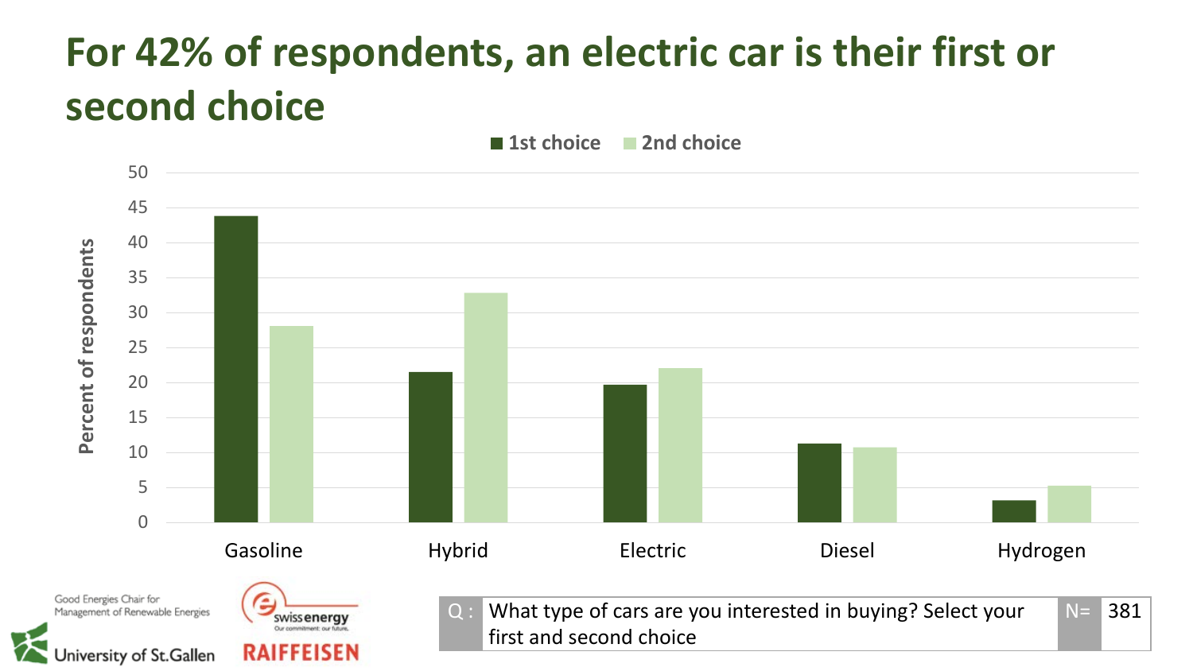# For 42% of respondents, an electric car is their first or second choice

1st choice
2nd choice

Percent of respondents

50
45
40
35
30
25
20
15
10
5
0

Gasoline
Hybrid
Electric
Diesel
Hydrogen

Good Energies Chair for Management of Renewable Energies

University of St.Gallen

swissenergy
Our commitment: our future.

RAIFFEISEN

| Q : | What type of cars are you interested in buying? Select your first and second choice | N= | 381 |
|---|---|---|---|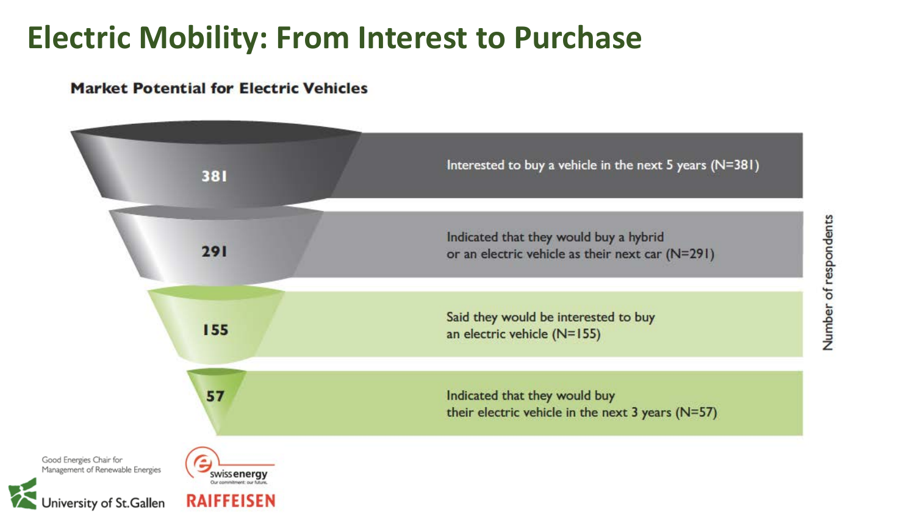# Electric Mobility: From Interest to Purchase

**Market Potential for Electric Vehicles**

381

Interested to buy a vehicle in the next 5 years (N=381)

291

Indicated that they would buy a hybrid or an electric vehicle as their next car (N=291)

155

Said they would be interested to buy an electric vehicle (N=155)

57

Indicated that they would buy their electric vehicle in the next 3 years (N=57)

Number of respondents

Good Energies Chair for Management of Renewable Energies

University of St.Gallen

swissenergy

Our commitment: our future.

RAIFFEISEN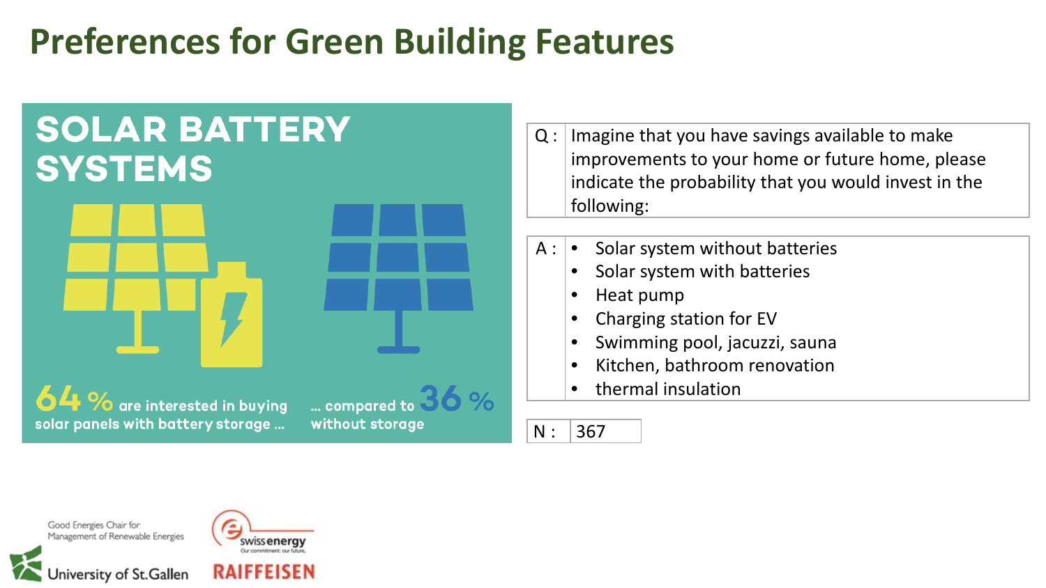# Preferences for Green Building Features

## SOLAR BATTERY SYSTEMS

64 % are interested in buying solar panels with battery storage …

… compared to 36 % without storage

| | |
|---|---|
| Q : | Imagine that you have savings available to make improvements to your home or future home, please indicate the probability that you would invest in the following: |

| | |
|---|---|
| A : | • Solar system without batteries<br>• Solar system with batteries<br>• Heat pump<br>• Charging station for EV<br>• Swimming pool, jacuzzi, sauna<br>• Kitchen, bathroom renovation<br>• thermal insulation |

| | |
|---|---|
| N : | 367 |

Good Energies Chair for Management of Renewable Energies

University of St.Gallen

swissenergy

Our commitment: our future.

RAIFFEISEN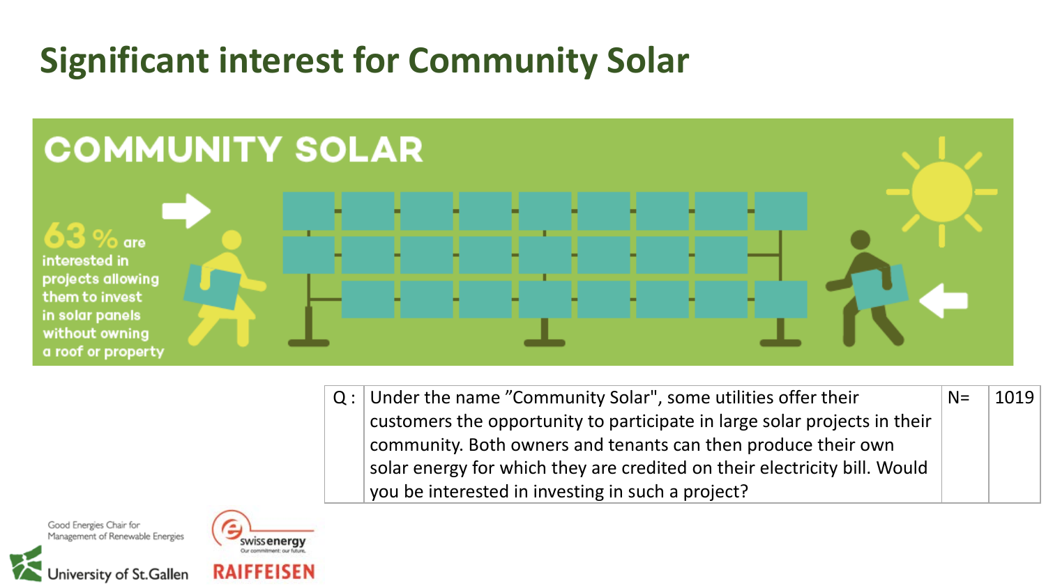# Significant interest for Community Solar

COMMUNITY SOLAR

63 % are interested in projects allowing them to invest in solar panels without owning a roof or property

| | | | |
|---|---|---|---|
| Q : | Under the name "Community Solar", some utilities offer their customers the opportunity to participate in large solar projects in their community. Both owners and tenants can then produce their own solar energy for which they are credited on their electricity bill. Would you be interested in investing in such a project? | N= | 1019 |

Good Energies Chair for Management of Renewable Energies

University of St.Gallen

swissenergy Our commitment: our future.

RAIFFEISEN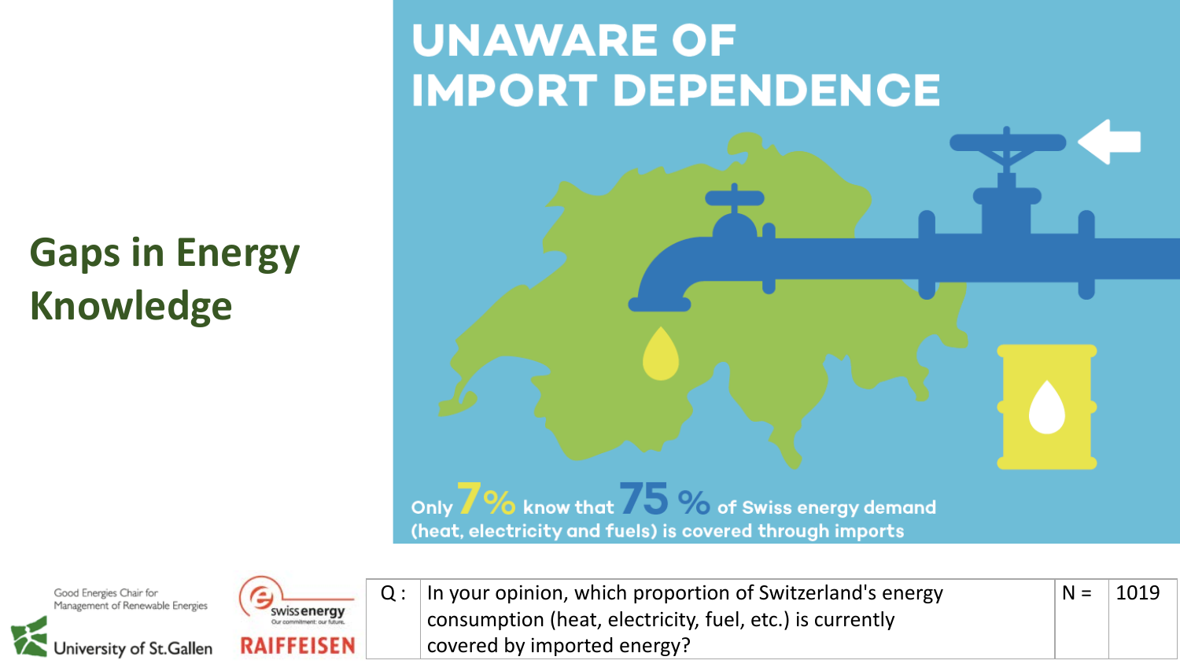# Gaps in Energy Knowledge

## UNAWARE OF IMPORT DEPENDENCE

Only 7% know that 75 % of Swiss energy demand (heat, electricity and fuels) is covered through imports

Good Energies Chair for Management of Renewable Energies

University of St.Gallen

swissenergy

RAIFFEISEN

| | | | |
|---|---|---|---|
| Q : | In your opinion, which proportion of Switzerland's energy consumption (heat, electricity, fuel, etc.) is currently covered by imported energy? | N = | 1019 |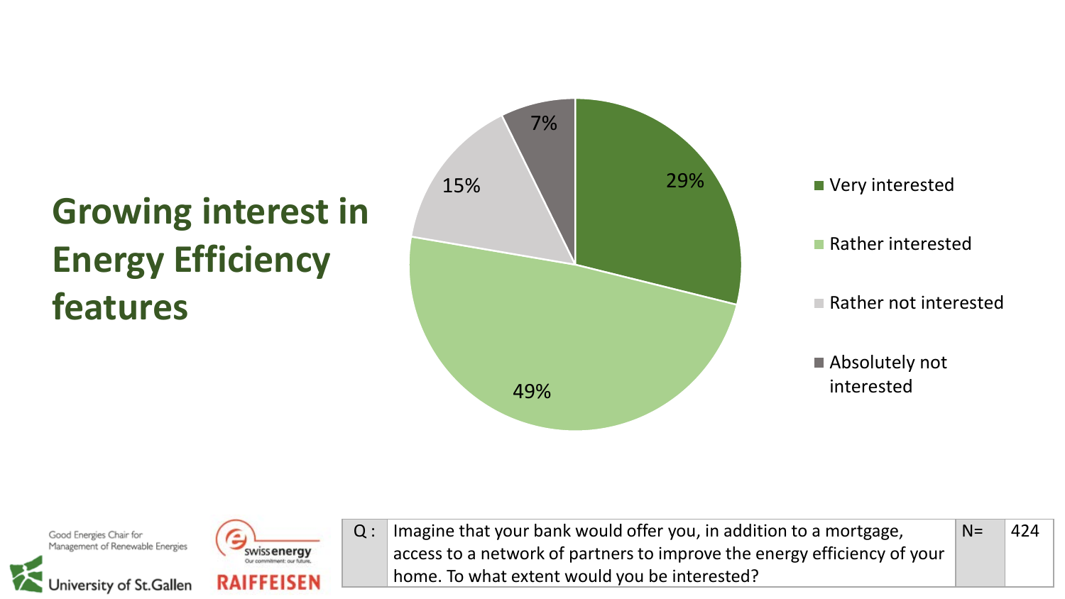# Growing interest in Energy Efficiency features

29%

49%

15%

7%

Very interested

Rather interested

Rather not interested

Absolutely not interested

Good Energies Chair for Management of Renewable Energies

University of St.Gallen

swissenergy

Our commitment: our future.

RAIFFEISEN

| | | | |
|---|---|---|---|
| Q : | Imagine that your bank would offer you, in addition to a mortgage, access to a network of partners to improve the energy efficiency of your home. To what extent would you be interested? | N= | 424 |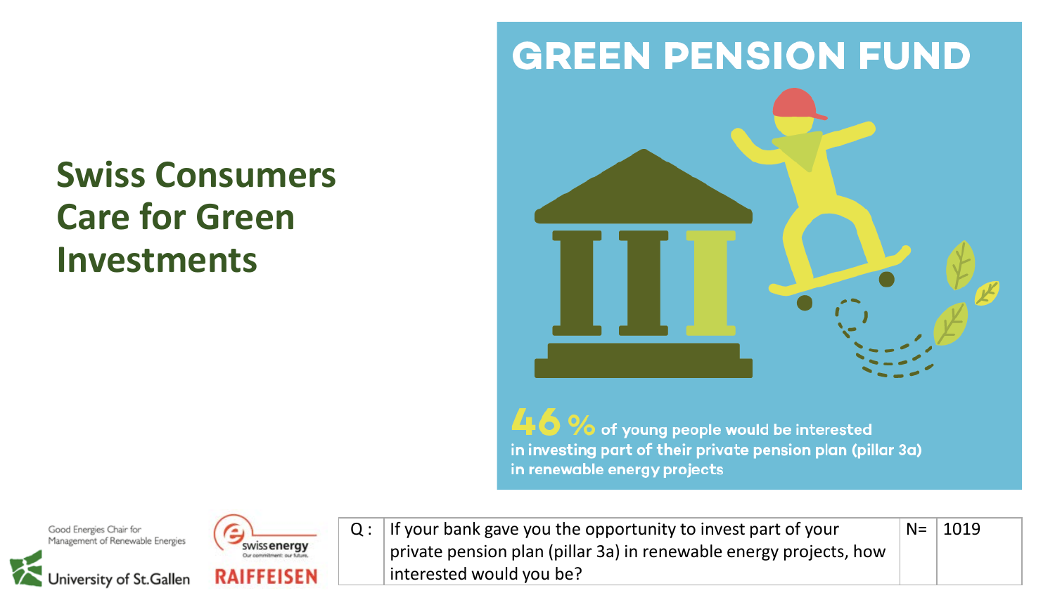# Swiss Consumers Care for Green Investments

## GREEN PENSION FUND

**46 %** of young people would be interested in investing part of their private pension plan (pillar 3a) in renewable energy projects

Good Energies Chair for Management of Renewable Energies

University of St.Gallen

swissenergy

Our commitment: our future.

RAIFFEISEN

| | | | |
|---|---|---|---|
| Q : | If your bank gave you the opportunity to invest part of your private pension plan (pillar 3a) in renewable energy projects, how interested would you be? | N= | 1019 |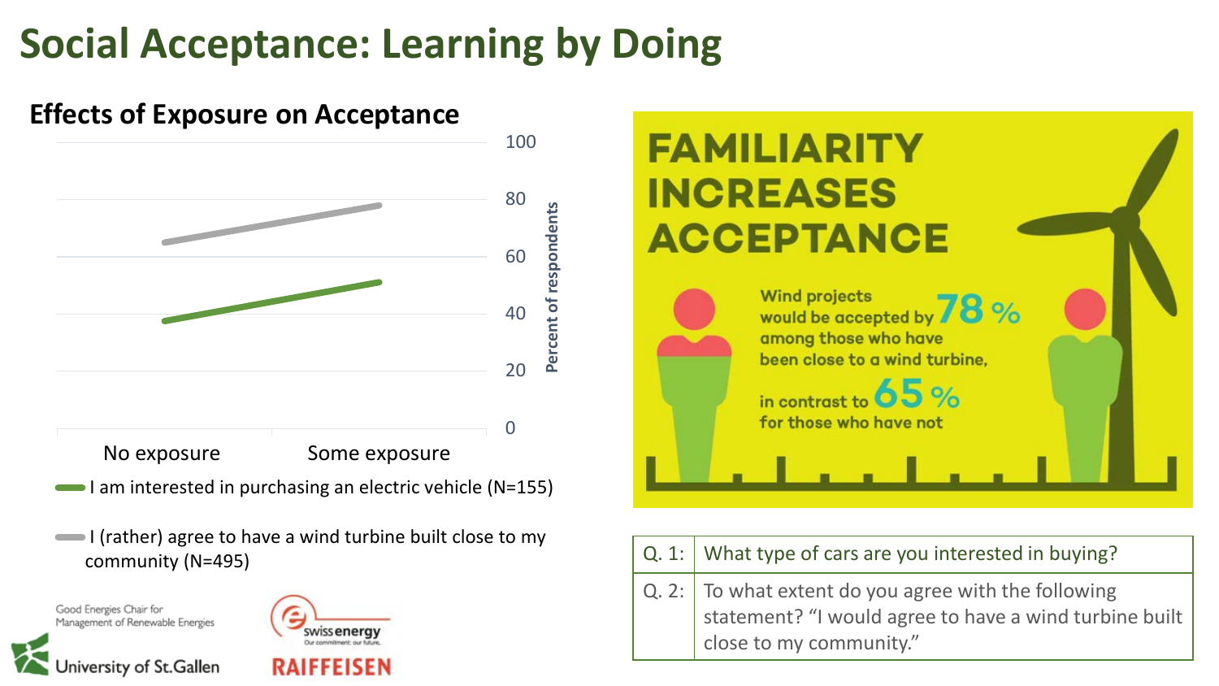# Social Acceptance: Learning by Doing

## Effects of Exposure on Acceptance

100
80
60
40
20
0

Percent of respondents

No exposure
Some exposure

I am interested in purchasing an electric vehicle (N=155)

I (rather) agree to have a wind turbine built close to my community (N=495)

**FAMILIARITY INCREASES ACCEPTANCE**

Wind projects would be accepted by 78 % among those who have been close to a wind turbine,

in contrast to 65 % for those who have not

| | |
|---|---|
| Q. 1: | What type of cars are you interested in buying? |
| Q. 2: | To what extent do you agree with the following statement? "I would agree to have a wind turbine built close to my community." |

Good Energies Chair for Management of Renewable Energies

University of St.Gallen

swissenergy
Our commitment: our future.

RAIFFEISEN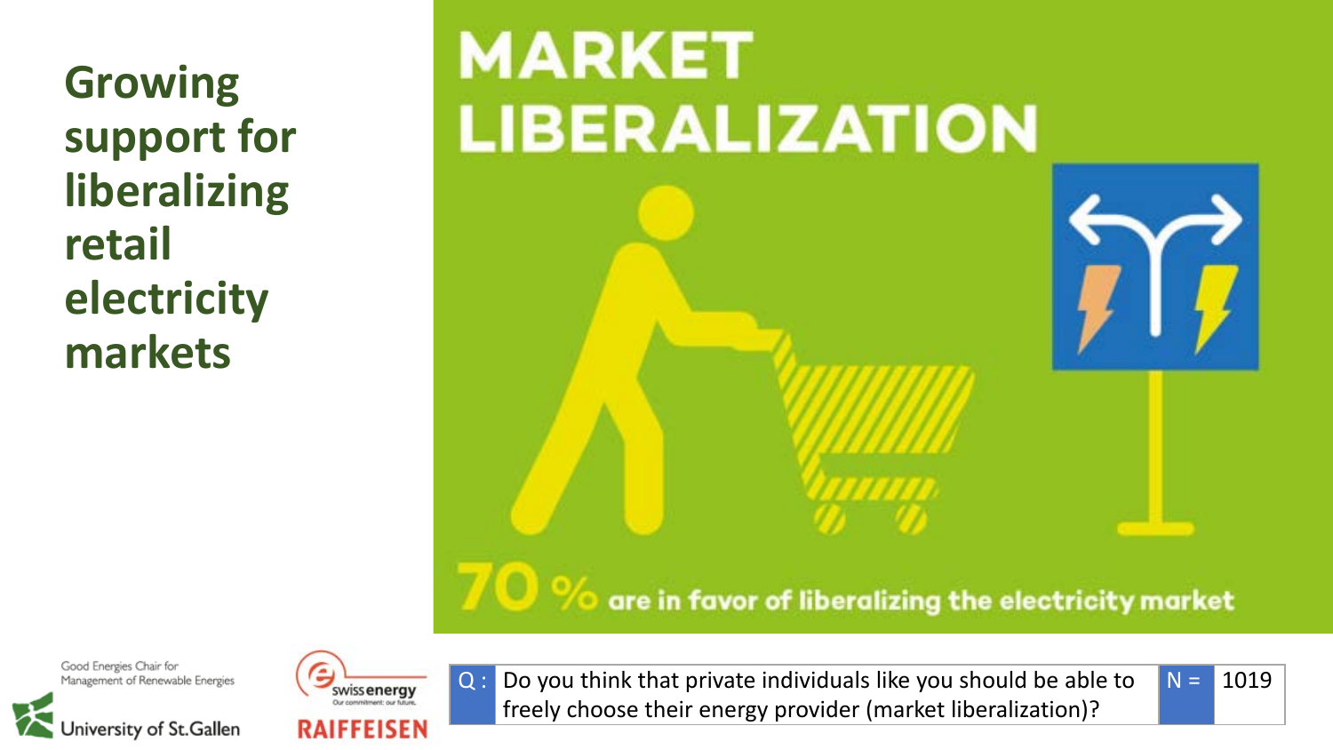# Growing support for liberalizing retail electricity markets

MARKET LIBERALIZATION

70 % are in favor of liberalizing the electricity market

| Q: | Do you think that private individuals like you should be able to freely choose their energy provider (market liberalization)? | N = | 1019 |
|---|---|---|---|

Good Energies Chair for Management of Renewable Energies

University of St.Gallen

swissenergy

RAIFFEISEN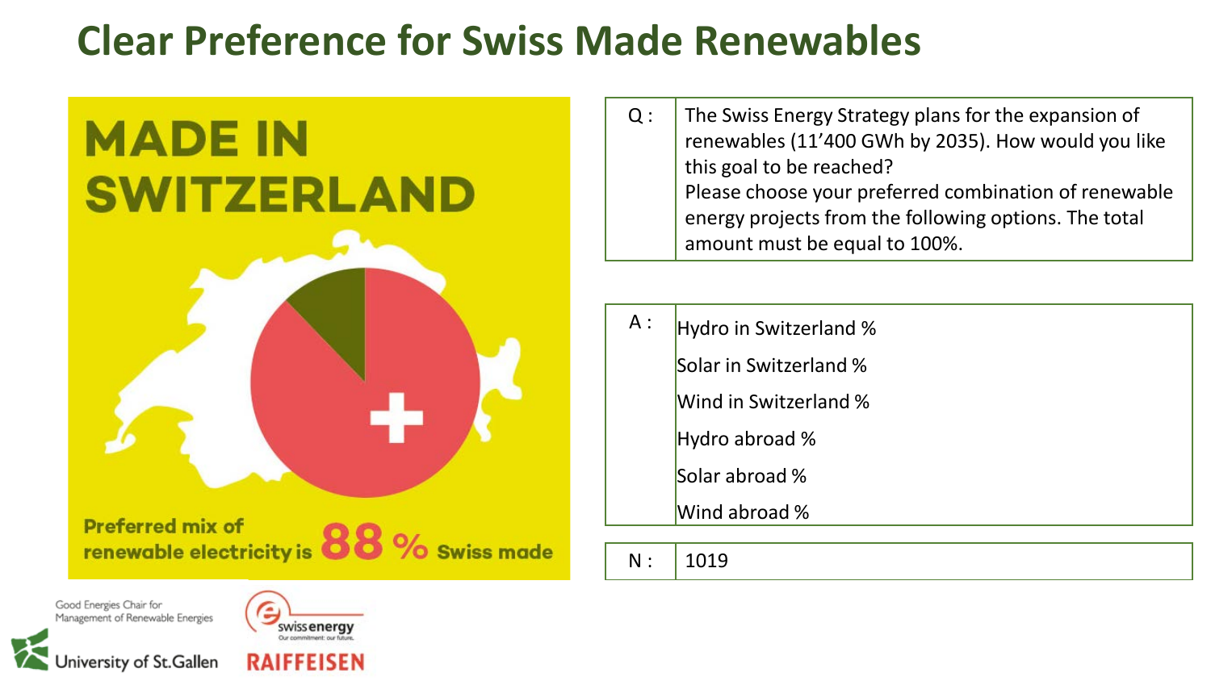# Clear Preference for Swiss Made Renewables

MADE IN SWITZERLAND

Preferred mix of renewable electricity is 88 % Swiss made

| | |
|---|---|
| Q : | The Swiss Energy Strategy plans for the expansion of renewables (11'400 GWh by 2035). How would you like this goal to be reached? Please choose your preferred combination of renewable energy projects from the following options. The total amount must be equal to 100%. |

| | |
|---|---|
| A : | Hydro in Switzerland %<br>Solar in Switzerland %<br>Wind in Switzerland %<br>Hydro abroad %<br>Solar abroad %<br>Wind abroad % |

| | |
|---|---|
| N : | 1019 |

Good Energies Chair for Management of Renewable Energies

University of St.Gallen

swissenergy

Our commitment: our future.

RAIFFEISEN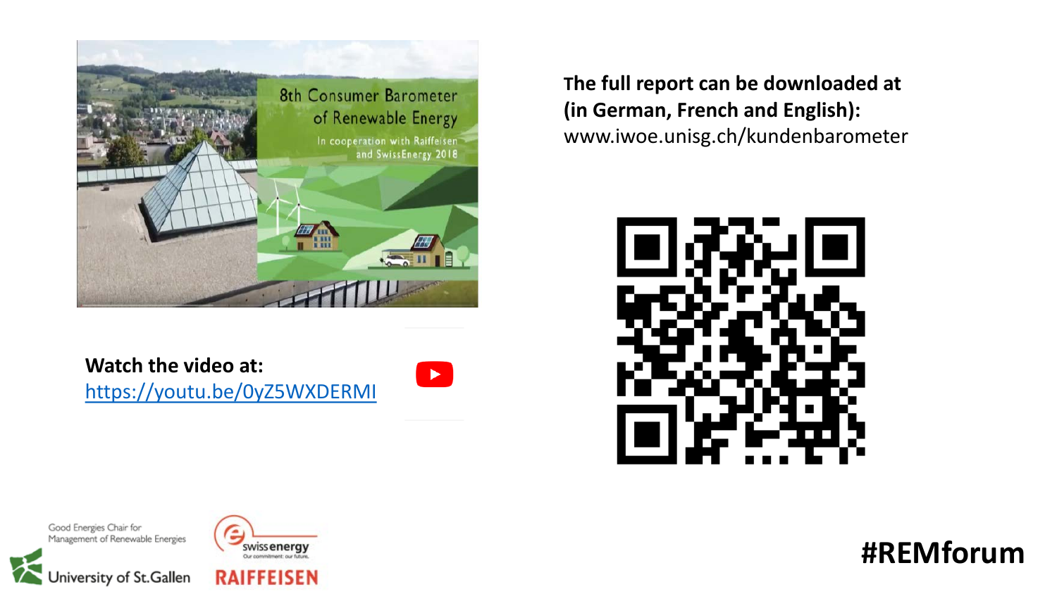**Watch the video at:**
https://youtu.be/0yZ5WXDERMI

**The full report can be downloaded at (in German, French and English):**
www.iwoe.unisg.ch/kundenbarometer

Good Energies Chair for Management of Renewable Energies

University of St.Gallen

swissenergy

RAIFFEISEN

**#REMforum**